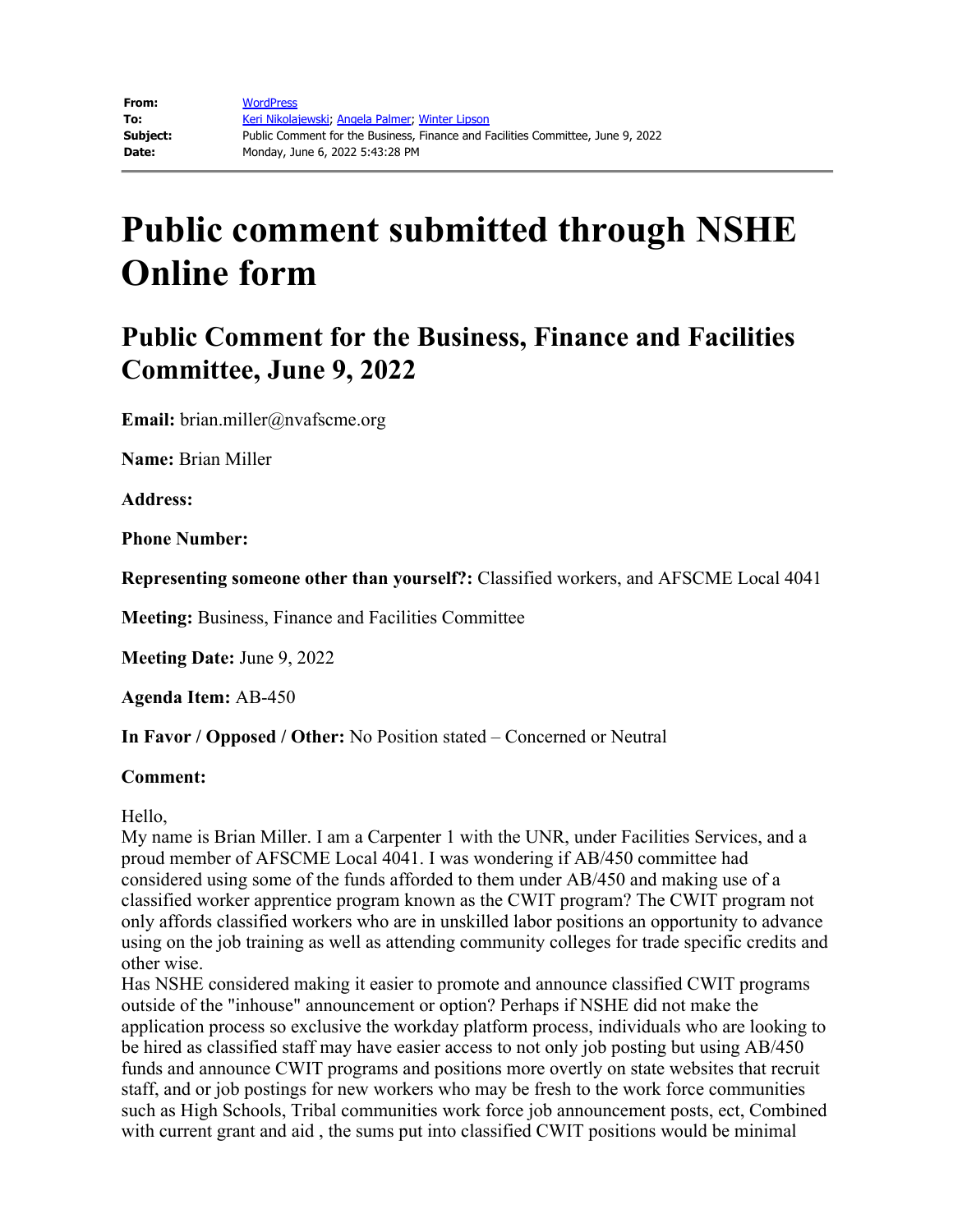| | |
|---|---|
| **From:** | WordPress |
| **To:** | Keri Nikolajewski; Angela Palmer; Winter Lipson |
| **Subject:** | Public Comment for the Business, Finance and Facilities Committee, June 9, 2022 |
| **Date:** | Monday, June 6, 2022 5:43:28 PM |

# Public comment submitted through NSHE Online form

## Public Comment for the Business, Finance and Facilities Committee, June 9, 2022

**Email:** brian.miller@nvafscme.org

**Name:** Brian Miller

**Address:**

**Phone Number:**

**Representing someone other than yourself?:** Classified workers, and AFSCME Local 4041

**Meeting:** Business, Finance and Facilities Committee

**Meeting Date:** June 9, 2022

**Agenda Item:** AB-450

**In Favor / Opposed / Other:** No Position stated – Concerned or Neutral

**Comment:**

Hello,
My name is Brian Miller. I am a Carpenter 1 with the UNR, under Facilities Services, and a proud member of AFSCME Local 4041. I was wondering if AB/450 committee had considered using some of the funds afforded to them under AB/450 and making use of a classified worker apprentice program known as the CWIT program? The CWIT program not only affords classified workers who are in unskilled labor positions an opportunity to advance using on the job training as well as attending community colleges for trade specific credits and other wise.
Has NSHE considered making it easier to promote and announce classified CWIT programs outside of the "inhouse" announcement or option? Perhaps if NSHE did not make the application process so exclusive the workday platform process, individuals who are looking to be hired as classified staff may have easier access to not only job posting but using AB/450 funds and announce CWIT programs and positions more overtly on state websites that recruit staff, and or job postings for new workers who may be fresh to the work force communities such as High Schools, Tribal communities work force job announcement posts, ect, Combined with current grant and aid , the sums put into classified CWIT positions would be minimal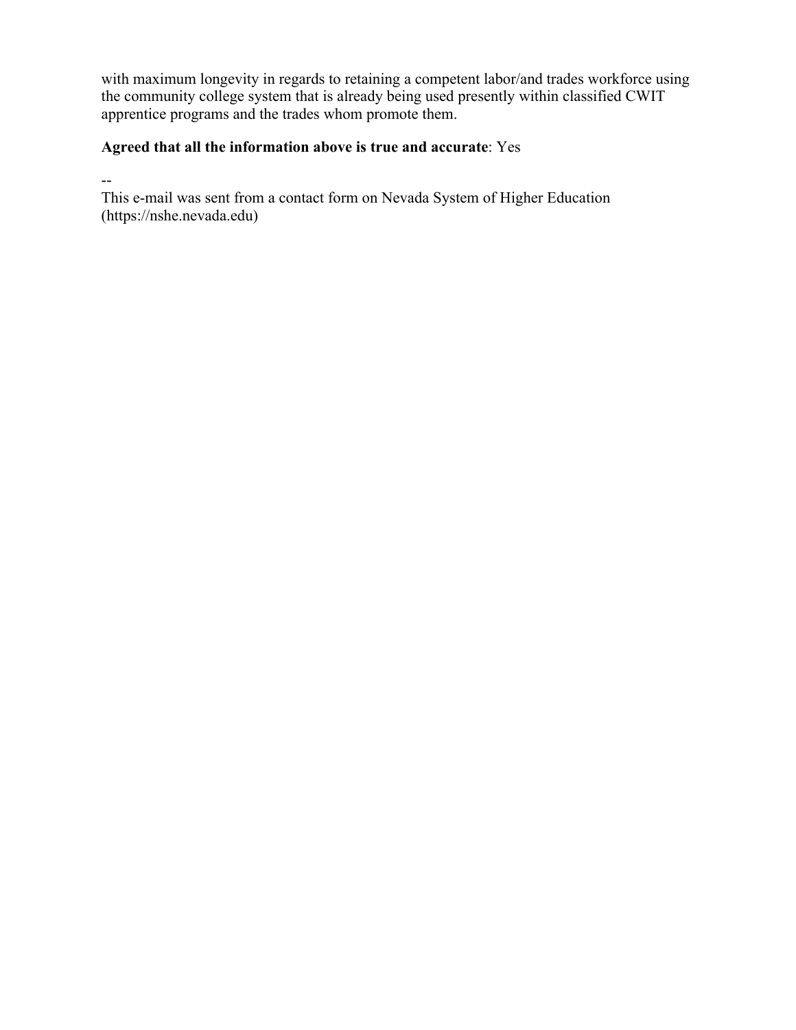with maximum longevity in regards to retaining a competent labor/and trades workforce using the community college system that is already being used presently within classified CWIT apprentice programs and the trades whom promote them.

**Agreed that all the information above is true and accurate**: Yes

--
This e-mail was sent from a contact form on Nevada System of Higher Education (https://nshe.nevada.edu)